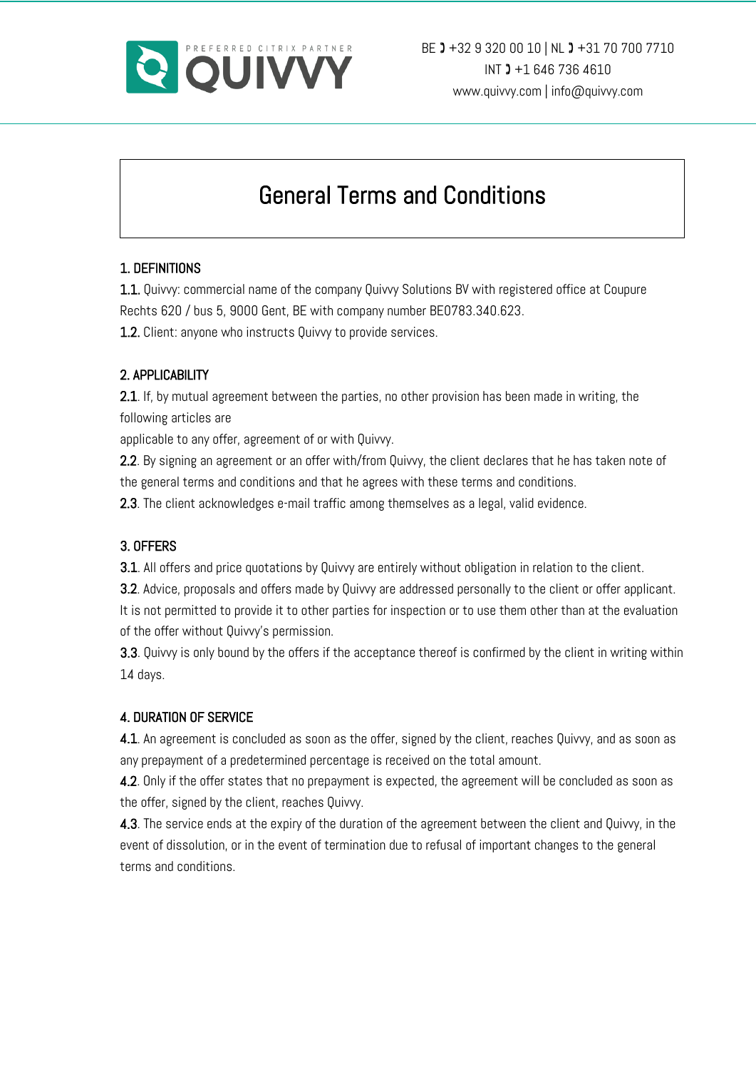# General Terms and Conditions

## 1. DEFINITIONS

**1.1.** Quivvy: commercial name of the company Quivvy Solutions BV with registered office at Coupure Rechts 620 / bus 5, 9000 Gent, BE with company number BE0783.340.623.

**1.2.** Client: anyone who instructs Quivvy to provide services.

## 2. APPLICABILITY

**2.1**. If, by mutual agreement between the parties, no other provision has been made in writing, the following articles are
applicable to any offer, agreement of or with Quivvy.

**2.2**. By signing an agreement or an offer with/from Quivvy, the client declares that he has taken note of the general terms and conditions and that he agrees with these terms and conditions.

**2.3**. The client acknowledges e-mail traffic among themselves as a legal, valid evidence.

## 3. OFFERS

**3.1**. All offers and price quotations by Quivvy are entirely without obligation in relation to the client.

**3.2**. Advice, proposals and offers made by Quivvy are addressed personally to the client or offer applicant. It is not permitted to provide it to other parties for inspection or to use them other than at the evaluation of the offer without Quivvy's permission.

**3.3**. Quivvy is only bound by the offers if the acceptance thereof is confirmed by the client in writing within 14 days.

## 4. DURATION OF SERVICE

**4.1**. An agreement is concluded as soon as the offer, signed by the client, reaches Quivvy, and as soon as any prepayment of a predetermined percentage is received on the total amount.

**4.2**. Only if the offer states that no prepayment is expected, the agreement will be concluded as soon as the offer, signed by the client, reaches Quivvy.

**4.3**. The service ends at the expiry of the duration of the agreement between the client and Quivvy, in the event of dissolution, or in the event of termination due to refusal of important changes to the general terms and conditions.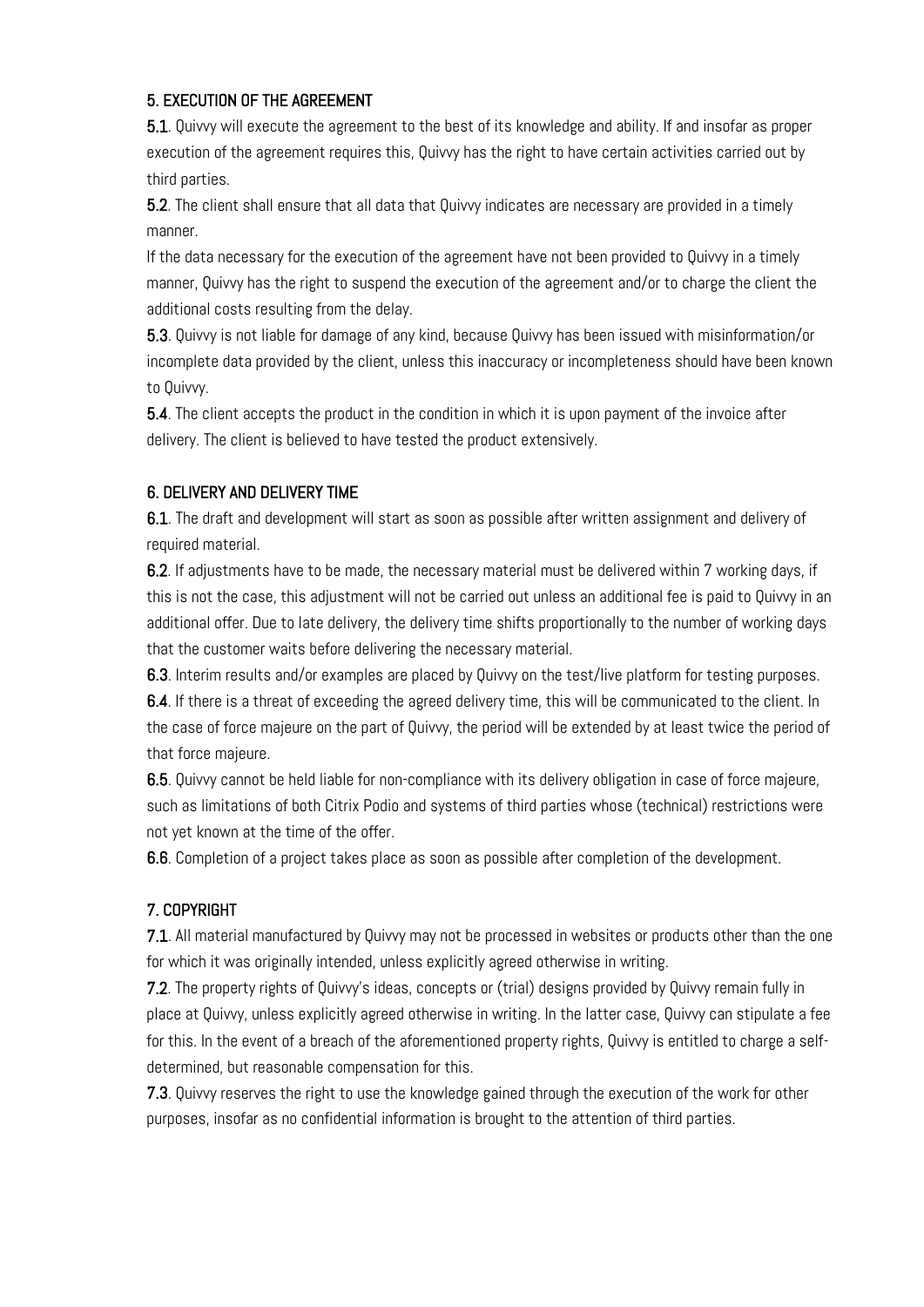### 5. EXECUTION OF THE AGREEMENT

**5.1**. Quivvy will execute the agreement to the best of its knowledge and ability. If and insofar as proper execution of the agreement requires this, Quivvy has the right to have certain activities carried out by third parties.

**5.2**. The client shall ensure that all data that Quivvy indicates are necessary are provided in a timely manner.

If the data necessary for the execution of the agreement have not been provided to Quivvy in a timely manner, Quivvy has the right to suspend the execution of the agreement and/or to charge the client the additional costs resulting from the delay.

**5.3**. Quivvy is not liable for damage of any kind, because Quivvy has been issued with misinformation/or incomplete data provided by the client, unless this inaccuracy or incompleteness should have been known to Quivvy.

**5.4**. The client accepts the product in the condition in which it is upon payment of the invoice after delivery. The client is believed to have tested the product extensively.

### 6. DELIVERY AND DELIVERY TIME

**6.1**. The draft and development will start as soon as possible after written assignment and delivery of required material.

**6.2**. If adjustments have to be made, the necessary material must be delivered within 7 working days, if this is not the case, this adjustment will not be carried out unless an additional fee is paid to Quivvy in an additional offer. Due to late delivery, the delivery time shifts proportionally to the number of working days that the customer waits before delivering the necessary material.

**6.3**. Interim results and/or examples are placed by Quivvy on the test/live platform for testing purposes.

**6.4**. If there is a threat of exceeding the agreed delivery time, this will be communicated to the client. In the case of force majeure on the part of Quivvy, the period will be extended by at least twice the period of that force majeure.

**6.5**. Quivvy cannot be held liable for non-compliance with its delivery obligation in case of force majeure, such as limitations of both Citrix Podio and systems of third parties whose (technical) restrictions were not yet known at the time of the offer.

**6.6**. Completion of a project takes place as soon as possible after completion of the development.

### 7. COPYRIGHT

**7.1**. All material manufactured by Quivvy may not be processed in websites or products other than the one for which it was originally intended, unless explicitly agreed otherwise in writing.

**7.2**. The property rights of Quivvy's ideas, concepts or (trial) designs provided by Quivvy remain fully in place at Quivvy, unless explicitly agreed otherwise in writing. In the latter case, Quivvy can stipulate a fee for this. In the event of a breach of the aforementioned property rights, Quivvy is entitled to charge a self-determined, but reasonable compensation for this.

**7.3**. Quivvy reserves the right to use the knowledge gained through the execution of the work for other purposes, insofar as no confidential information is brought to the attention of third parties.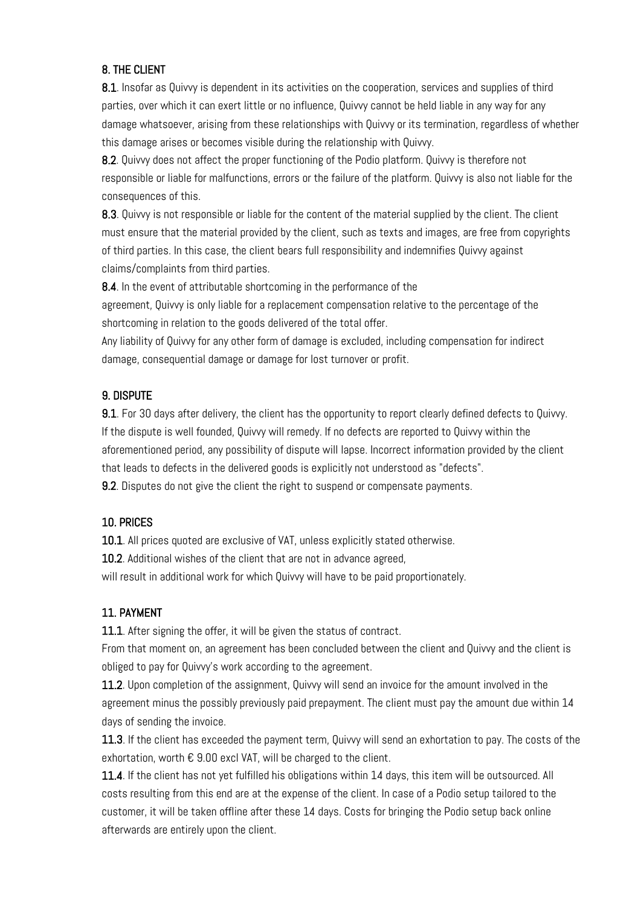## 8. THE CLIENT

**8.1**. Insofar as Quivvy is dependent in its activities on the cooperation, services and supplies of third parties, over which it can exert little or no influence, Quivvy cannot be held liable in any way for any damage whatsoever, arising from these relationships with Quivvy or its termination, regardless of whether this damage arises or becomes visible during the relationship with Quivvy.

**8.2**. Quivvy does not affect the proper functioning of the Podio platform. Quivvy is therefore not responsible or liable for malfunctions, errors or the failure of the platform. Quivvy is also not liable for the consequences of this.

**8.3**. Quivvy is not responsible or liable for the content of the material supplied by the client. The client must ensure that the material provided by the client, such as texts and images, are free from copyrights of third parties. In this case, the client bears full responsibility and indemnifies Quivvy against claims/complaints from third parties.

**8.4**. In the event of attributable shortcoming in the performance of the agreement, Quivvy is only liable for a replacement compensation relative to the percentage of the shortcoming in relation to the goods delivered of the total offer.

Any liability of Quivvy for any other form of damage is excluded, including compensation for indirect damage, consequential damage or damage for lost turnover or profit.

## 9. DISPUTE

**9.1**. For 30 days after delivery, the client has the opportunity to report clearly defined defects to Quivvy. If the dispute is well founded, Quivvy will remedy. If no defects are reported to Quivvy within the aforementioned period, any possibility of dispute will lapse. Incorrect information provided by the client that leads to defects in the delivered goods is explicitly not understood as "defects".

**9.2**. Disputes do not give the client the right to suspend or compensate payments.

## 10. PRICES

**10.1**. All prices quoted are exclusive of VAT, unless explicitly stated otherwise.

**10.2**. Additional wishes of the client that are not in advance agreed, will result in additional work for which Quivvy will have to be paid proportionately.

## 11. PAYMENT

**11.1**. After signing the offer, it will be given the status of contract.

From that moment on, an agreement has been concluded between the client and Quivvy and the client is obliged to pay for Quivvy's work according to the agreement.

**11.2**. Upon completion of the assignment, Quivvy will send an invoice for the amount involved in the agreement minus the possibly previously paid prepayment. The client must pay the amount due within 14 days of sending the invoice.

**11.3**. If the client has exceeded the payment term, Quivvy will send an exhortation to pay. The costs of the exhortation, worth € 9.00 excl VAT, will be charged to the client.

**11.4**. If the client has not yet fulfilled his obligations within 14 days, this item will be outsourced. All costs resulting from this end are at the expense of the client. In case of a Podio setup tailored to the customer, it will be taken offline after these 14 days. Costs for bringing the Podio setup back online afterwards are entirely upon the client.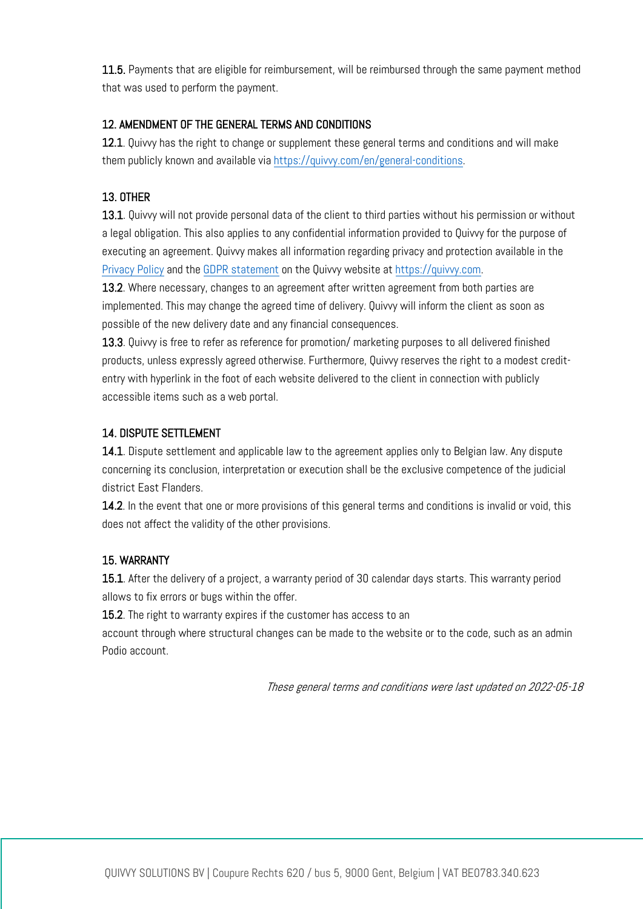**11.5.** Payments that are eligible for reimbursement, will be reimbursed through the same payment method that was used to perform the payment.

## 12. AMENDMENT OF THE GENERAL TERMS AND CONDITIONS

**12.1**. Quivvy has the right to change or supplement these general terms and conditions and will make them publicly known and available via [https://quivvy.com/en/general-conditions](https://quivvy.com/en/general-conditions).

## 13. OTHER

**13.1**. Quivvy will not provide personal data of the client to third parties without his permission or without a legal obligation. This also applies to any confidential information provided to Quivvy for the purpose of executing an agreement. Quivvy makes all information regarding privacy and protection available in the Privacy Policy and the GDPR statement on the Quivvy website at [https://quivvy.com](https://quivvy.com).

**13.2**. Where necessary, changes to an agreement after written agreement from both parties are implemented. This may change the agreed time of delivery. Quivvy will inform the client as soon as possible of the new delivery date and any financial consequences.

**13.3**. Quivvy is free to refer as reference for promotion/ marketing purposes to all delivered finished products, unless expressly agreed otherwise. Furthermore, Quivvy reserves the right to a modest credit-entry with hyperlink in the foot of each website delivered to the client in connection with publicly accessible items such as a web portal.

## 14. DISPUTE SETTLEMENT

**14.1**. Dispute settlement and applicable law to the agreement applies only to Belgian law. Any dispute concerning its conclusion, interpretation or execution shall be the exclusive competence of the judicial district East Flanders.

**14.2**. In the event that one or more provisions of this general terms and conditions is invalid or void, this does not affect the validity of the other provisions.

## 15. WARRANTY

**15.1**. After the delivery of a project, a warranty period of 30 calendar days starts. This warranty period allows to fix errors or bugs within the offer.

**15.2**. The right to warranty expires if the customer has access to an account through where structural changes can be made to the website or to the code, such as an admin Podio account.

*These general terms and conditions were last updated on 2022-05-18*

QUIVVY SOLUTIONS BV | Coupure Rechts 620 / bus 5, 9000 Gent, Belgium | VAT BE0783.340.623